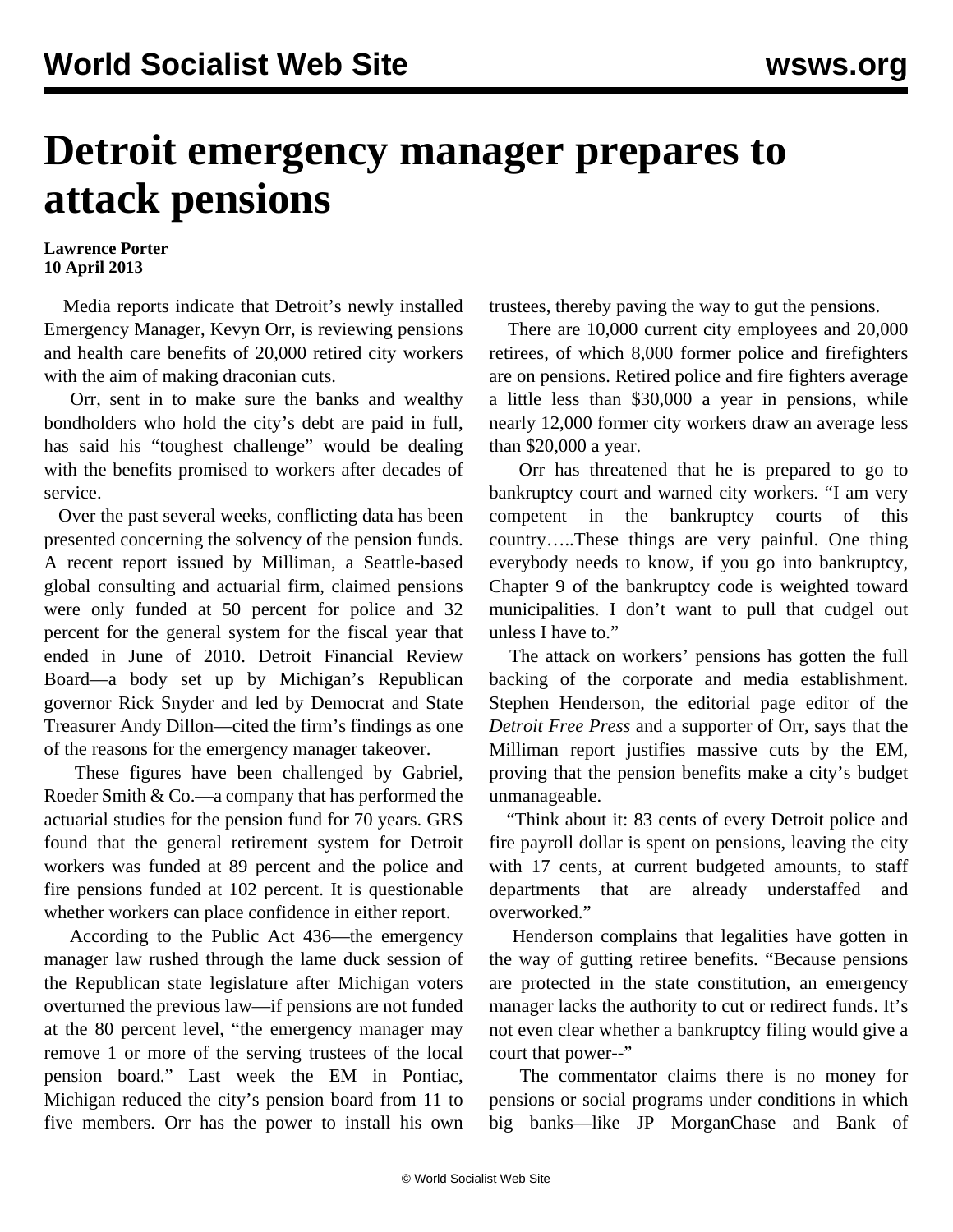# Detroit emergency manager prepares to attack pensions

**Lawrence Porter**
**10 April 2013**

Media reports indicate that Detroit's newly installed Emergency Manager, Kevyn Orr, is reviewing pensions and health care benefits of 20,000 retired city workers with the aim of making draconian cuts.

Orr, sent in to make sure the banks and wealthy bondholders who hold the city's debt are paid in full, has said his "toughest challenge" would be dealing with the benefits promised to workers after decades of service.

Over the past several weeks, conflicting data has been presented concerning the solvency of the pension funds. A recent report issued by Milliman, a Seattle-based global consulting and actuarial firm, claimed pensions were only funded at 50 percent for police and 32 percent for the general system for the fiscal year that ended in June of 2010. Detroit Financial Review Board—a body set up by Michigan's Republican governor Rick Snyder and led by Democrat and State Treasurer Andy Dillon—cited the firm's findings as one of the reasons for the emergency manager takeover.

These figures have been challenged by Gabriel, Roeder Smith & Co.—a company that has performed the actuarial studies for the pension fund for 70 years. GRS found that the general retirement system for Detroit workers was funded at 89 percent and the police and fire pensions funded at 102 percent. It is questionable whether workers can place confidence in either report.

According to the Public Act 436—the emergency manager law rushed through the lame duck session of the Republican state legislature after Michigan voters overturned the previous law—if pensions are not funded at the 80 percent level, "the emergency manager may remove 1 or more of the serving trustees of the local pension board." Last week the EM in Pontiac, Michigan reduced the city's pension board from 11 to five members. Orr has the power to install his own trustees, thereby paving the way to gut the pensions.

There are 10,000 current city employees and 20,000 retirees, of which 8,000 former police and firefighters are on pensions. Retired police and fire fighters average a little less than $30,000 a year in pensions, while nearly 12,000 former city workers draw an average less than $20,000 a year.

Orr has threatened that he is prepared to go to bankruptcy court and warned city workers. "I am very competent in the bankruptcy courts of this country…..These things are very painful. One thing everybody needs to know, if you go into bankruptcy, Chapter 9 of the bankruptcy code is weighted toward municipalities. I don't want to pull that cudgel out unless I have to."

The attack on workers' pensions has gotten the full backing of the corporate and media establishment. Stephen Henderson, the editorial page editor of the *Detroit Free Press* and a supporter of Orr, says that the Milliman report justifies massive cuts by the EM, proving that the pension benefits make a city's budget unmanageable.

"Think about it: 83 cents of every Detroit police and fire payroll dollar is spent on pensions, leaving the city with 17 cents, at current budgeted amounts, to staff departments that are already understaffed and overworked."

Henderson complains that legalities have gotten in the way of gutting retiree benefits. "Because pensions are protected in the state constitution, an emergency manager lacks the authority to cut or redirect funds. It's not even clear whether a bankruptcy filing would give a court that power--"

The commentator claims there is no money for pensions or social programs under conditions in which big banks—like JP MorganChase and Bank of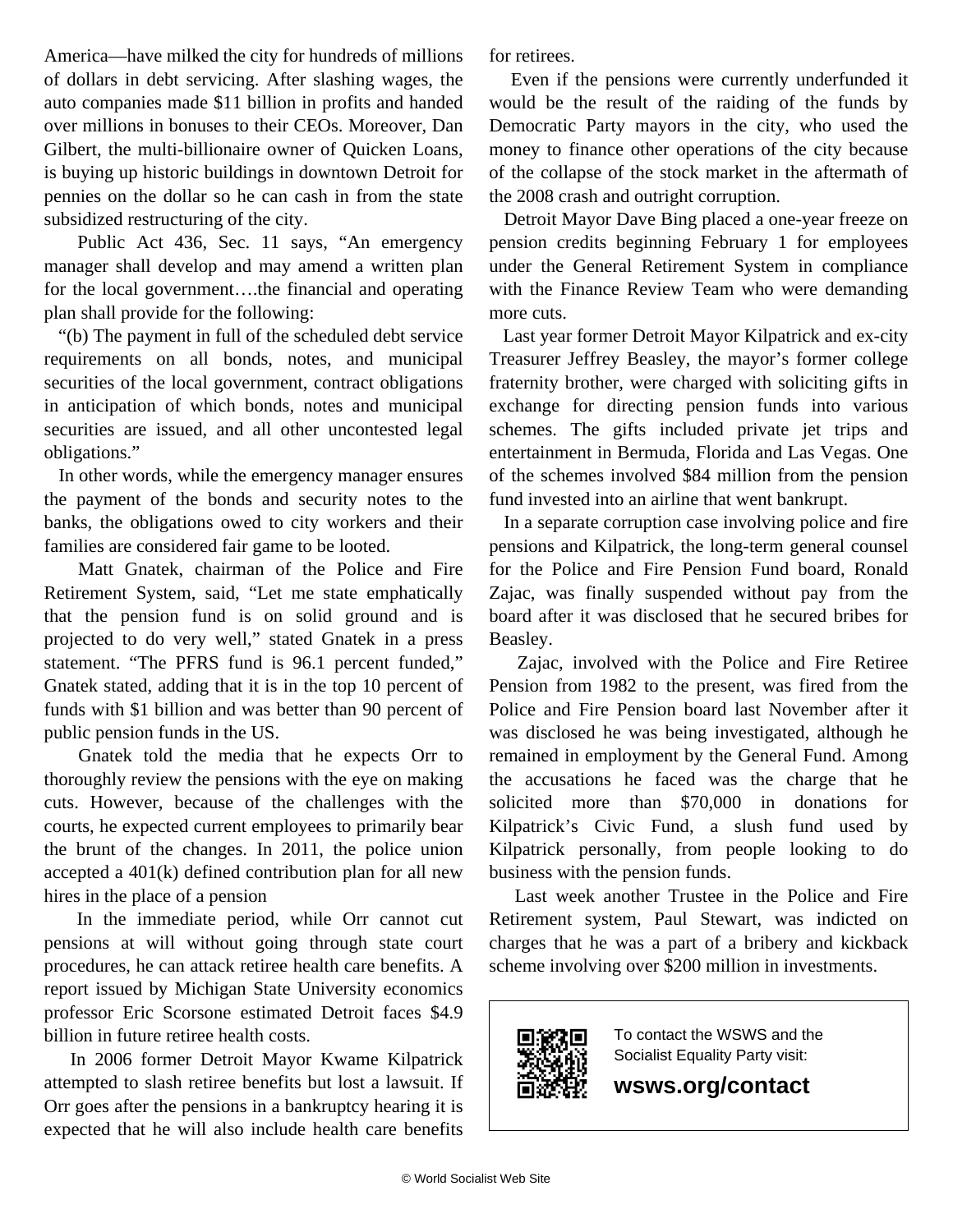America—have milked the city for hundreds of millions of dollars in debt servicing. After slashing wages, the auto companies made $11 billion in profits and handed over millions in bonuses to their CEOs. Moreover, Dan Gilbert, the multi-billionaire owner of Quicken Loans, is buying up historic buildings in downtown Detroit for pennies on the dollar so he can cash in from the state subsidized restructuring of the city.

Public Act 436, Sec. 11 says, "An emergency manager shall develop and may amend a written plan for the local government….the financial and operating plan shall provide for the following:

"(b) The payment in full of the scheduled debt service requirements on all bonds, notes, and municipal securities of the local government, contract obligations in anticipation of which bonds, notes and municipal securities are issued, and all other uncontested legal obligations."

In other words, while the emergency manager ensures the payment of the bonds and security notes to the banks, the obligations owed to city workers and their families are considered fair game to be looted.

Matt Gnatek, chairman of the Police and Fire Retirement System, said, "Let me state emphatically that the pension fund is on solid ground and is projected to do very well," stated Gnatek in a press statement. "The PFRS fund is 96.1 percent funded," Gnatek stated, adding that it is in the top 10 percent of funds with $1 billion and was better than 90 percent of public pension funds in the US.

Gnatek told the media that he expects Orr to thoroughly review the pensions with the eye on making cuts. However, because of the challenges with the courts, he expected current employees to primarily bear the brunt of the changes. In 2011, the police union accepted a 401(k) defined contribution plan for all new hires in the place of a pension

In the immediate period, while Orr cannot cut pensions at will without going through state court procedures, he can attack retiree health care benefits. A report issued by Michigan State University economics professor Eric Scorsone estimated Detroit faces $4.9 billion in future retiree health costs.

In 2006 former Detroit Mayor Kwame Kilpatrick attempted to slash retiree benefits but lost a lawsuit. If Orr goes after the pensions in a bankruptcy hearing it is expected that he will also include health care benefits for retirees.

Even if the pensions were currently underfunded it would be the result of the raiding of the funds by Democratic Party mayors in the city, who used the money to finance other operations of the city because of the collapse of the stock market in the aftermath of the 2008 crash and outright corruption.

Detroit Mayor Dave Bing placed a one-year freeze on pension credits beginning February 1 for employees under the General Retirement System in compliance with the Finance Review Team who were demanding more cuts.

Last year former Detroit Mayor Kilpatrick and ex-city Treasurer Jeffrey Beasley, the mayor's former college fraternity brother, were charged with soliciting gifts in exchange for directing pension funds into various schemes. The gifts included private jet trips and entertainment in Bermuda, Florida and Las Vegas. One of the schemes involved $84 million from the pension fund invested into an airline that went bankrupt.

In a separate corruption case involving police and fire pensions and Kilpatrick, the long-term general counsel for the Police and Fire Pension Fund board, Ronald Zajac, was finally suspended without pay from the board after it was disclosed that he secured bribes for Beasley.

Zajac, involved with the Police and Fire Retiree Pension from 1982 to the present, was fired from the Police and Fire Pension board last November after it was disclosed he was being investigated, although he remained in employment by the General Fund. Among the accusations he faced was the charge that he solicited more than $70,000 in donations for Kilpatrick's Civic Fund, a slush fund used by Kilpatrick personally, from people looking to do business with the pension funds.

Last week another Trustee in the Police and Fire Retirement system, Paul Stewart, was indicted on charges that he was a part of a bribery and kickback scheme involving over $200 million in investments.

To contact the WSWS and the Socialist Equality Party visit:

**wsws.org/contact**